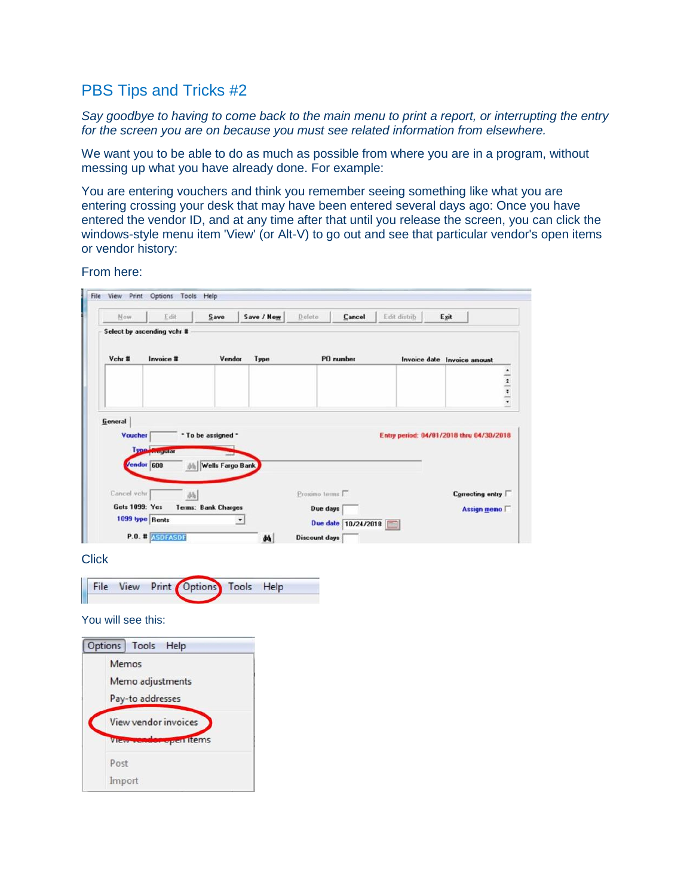# PBS Tips and Tricks #2

*Say goodbye to having to come back to the main menu to print a report, or interrupting the entry for the screen you are on because you must see related information from elsewhere.*

We want you to be able to do as much as possible from where you are in a program, without messing up what you have already done. For example:

You are entering vouchers and think you remember seeing something like what you are entering crossing your desk that may have been entered several days ago: Once you have entered the vendor ID, and at any time after that until you release the screen, you can click the windows-style menu item 'View' (or Alt-V) to go out and see that particular vendor's open items or vendor history:

From here:

Click

You will see this: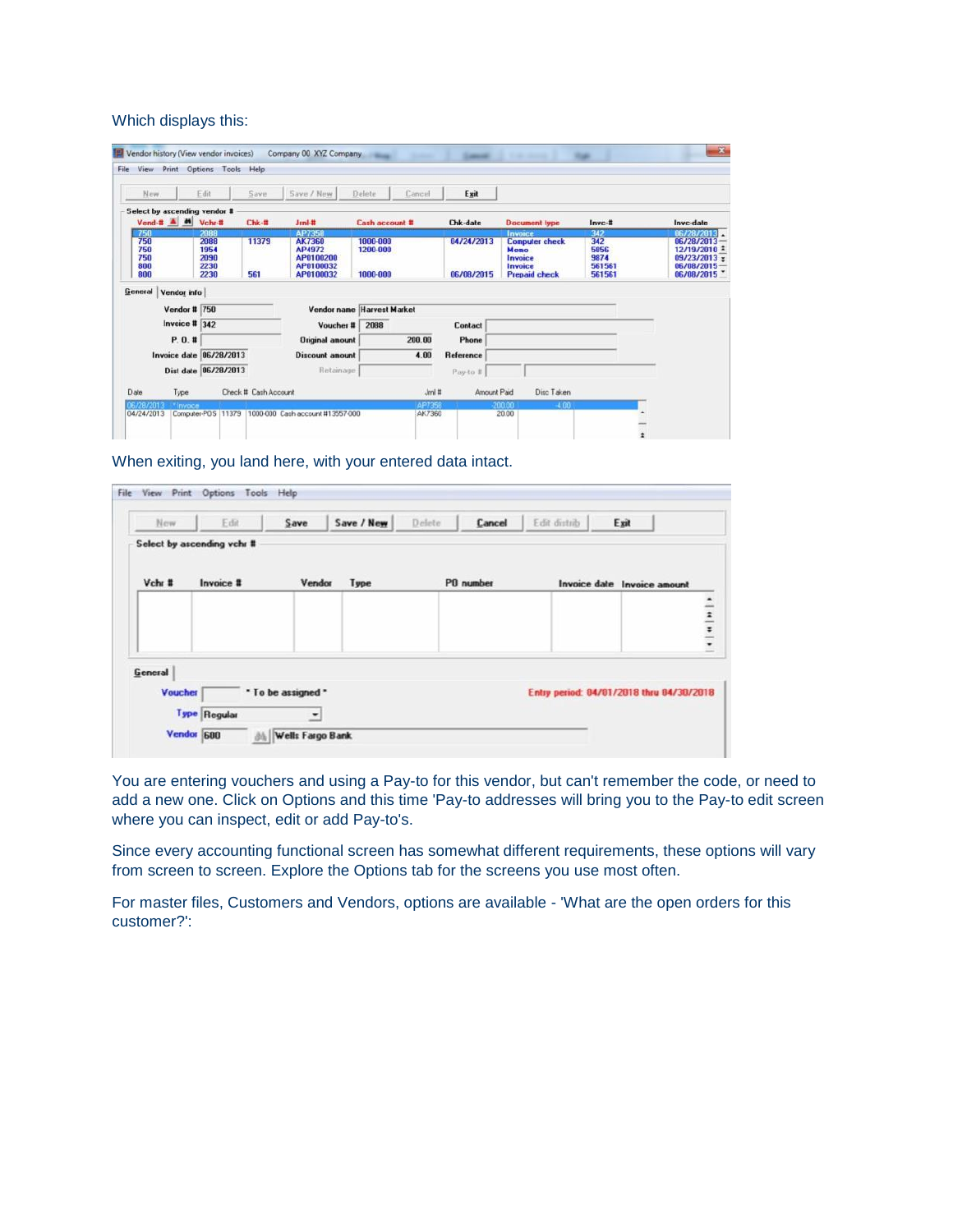Which displays this:

When exiting, you land here, with your entered data intact.

You are entering vouchers and using a Pay-to for this vendor, but can't remember the code, or need to add a new one. Click on Options and this time 'Pay-to addresses will bring you to the Pay-to edit screen where you can inspect, edit or add Pay-to's.

Since every accounting functional screen has somewhat different requirements, these options will vary from screen to screen. Explore the Options tab for the screens you use most often.

For master files, Customers and Vendors, options are available - 'What are the open orders for this customer?':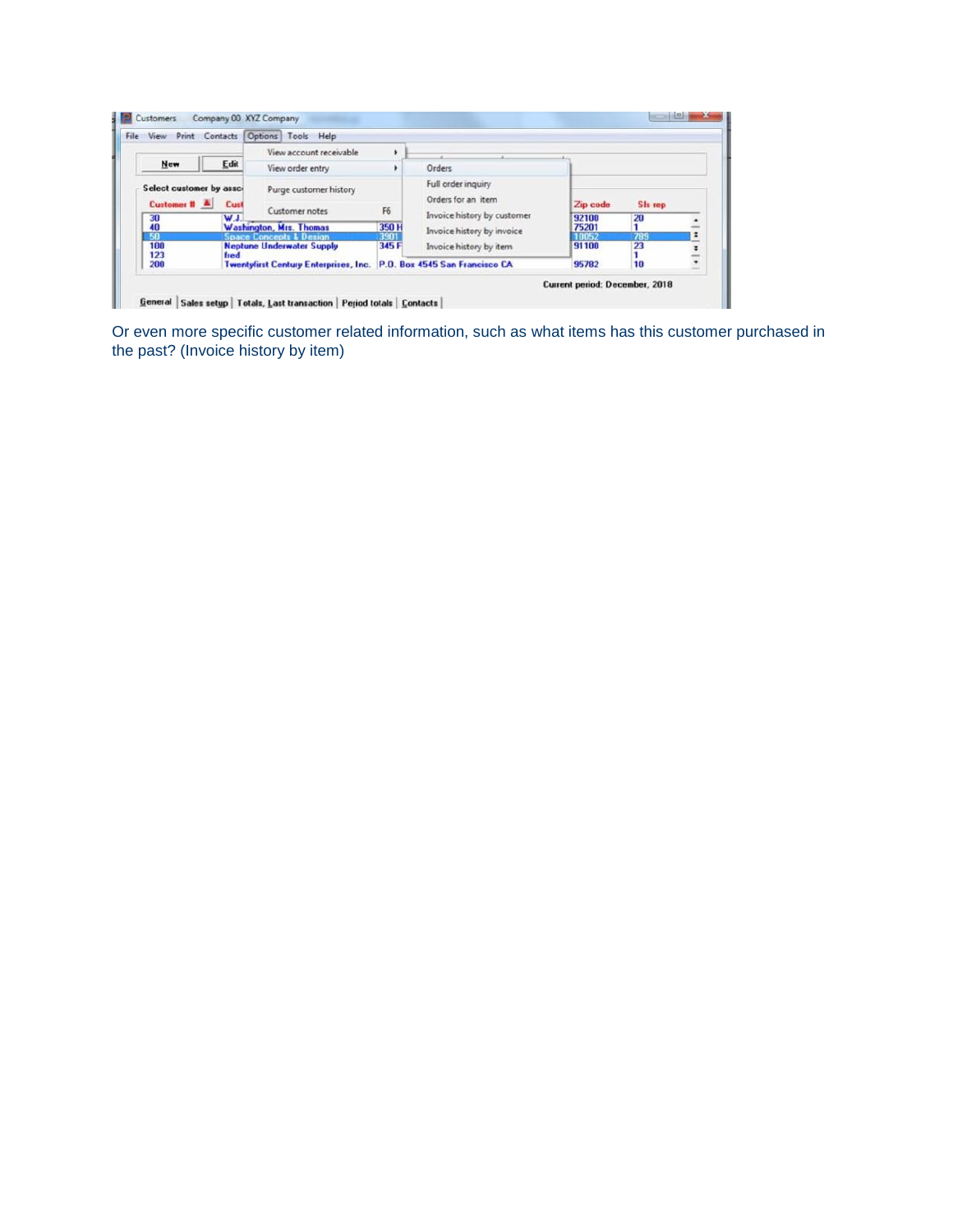Or even more specific customer related information, such as what items has this customer purchased in the past? (Invoice history by item)